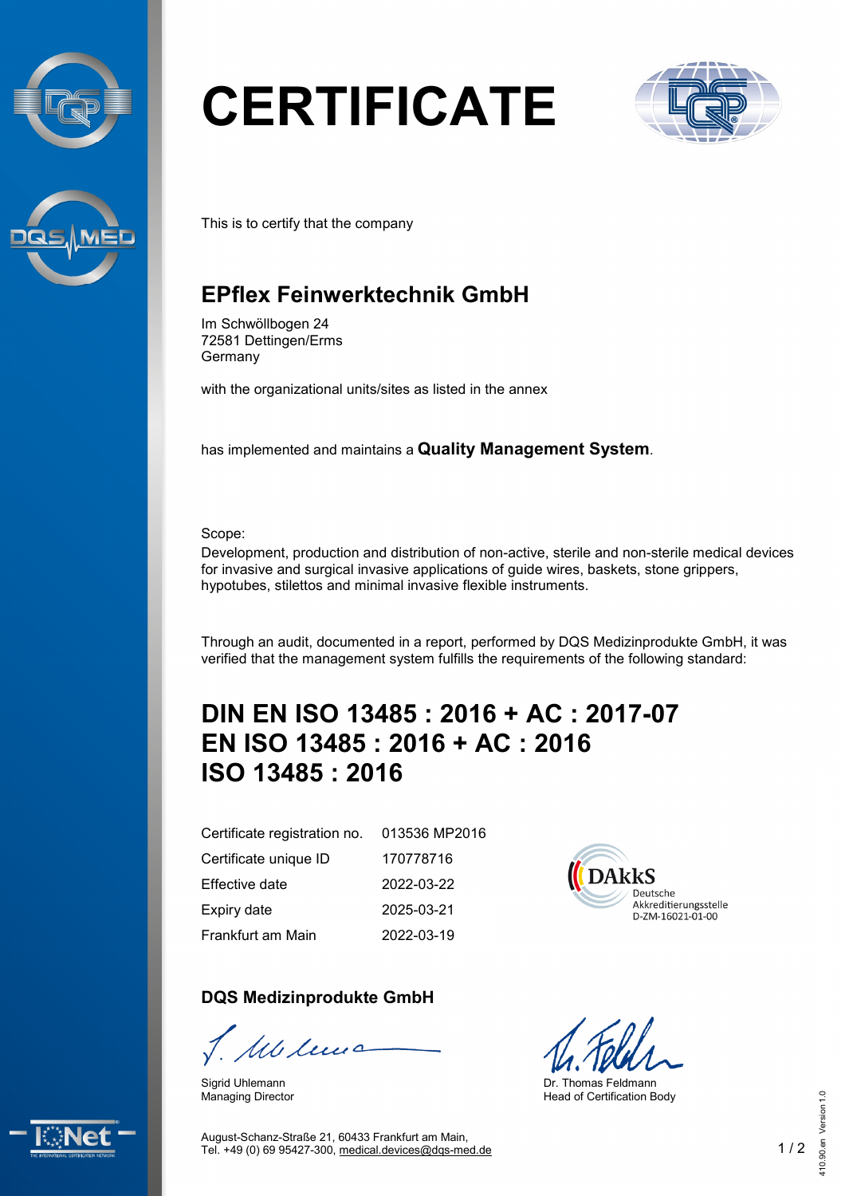# CERTIFICATE

This is to certify that the company

## EPflex Feinwerktechnik GmbH

Im Schwöllbogen 24
72581 Dettingen/Erms
Germany

with the organizational units/sites as listed in the annex

has implemented and maintains a **Quality Management System**.

Scope:
Development, production and distribution of non-active, sterile and non-sterile medical devices for invasive and surgical invasive applications of guide wires, baskets, stone grippers, hypotubes, stilettos and minimal invasive flexible instruments.

Through an audit, documented in a report, performed by DQS Medizinprodukte GmbH, it was verified that the management system fulfills the requirements of the following standard:

## DIN EN ISO 13485 : 2016 + AC : 2017-07
## EN ISO 13485 : 2016 + AC : 2016
## ISO 13485 : 2016

| | |
|---|---|
| Certificate registration no. | 013536 MP2016 |
| Certificate unique ID | 170778716 |
| Effective date | 2022-03-22 |
| Expiry date | 2025-03-21 |
| Frankfurt am Main | 2022-03-19 |

DAkkS
Deutsche
Akkreditierungsstelle
D-ZM-16021-01-00

**DQS Medizinprodukte GmbH**

Sigrid Uhlemann
Managing Director

Dr. Thomas Feldmann
Head of Certification Body

August-Schanz-Straße 21, 60433 Frankfurt am Main,
Tel. +49 (0) 69 95427-300, medical.devices@dqs-med.de

410.90.en Version 1.0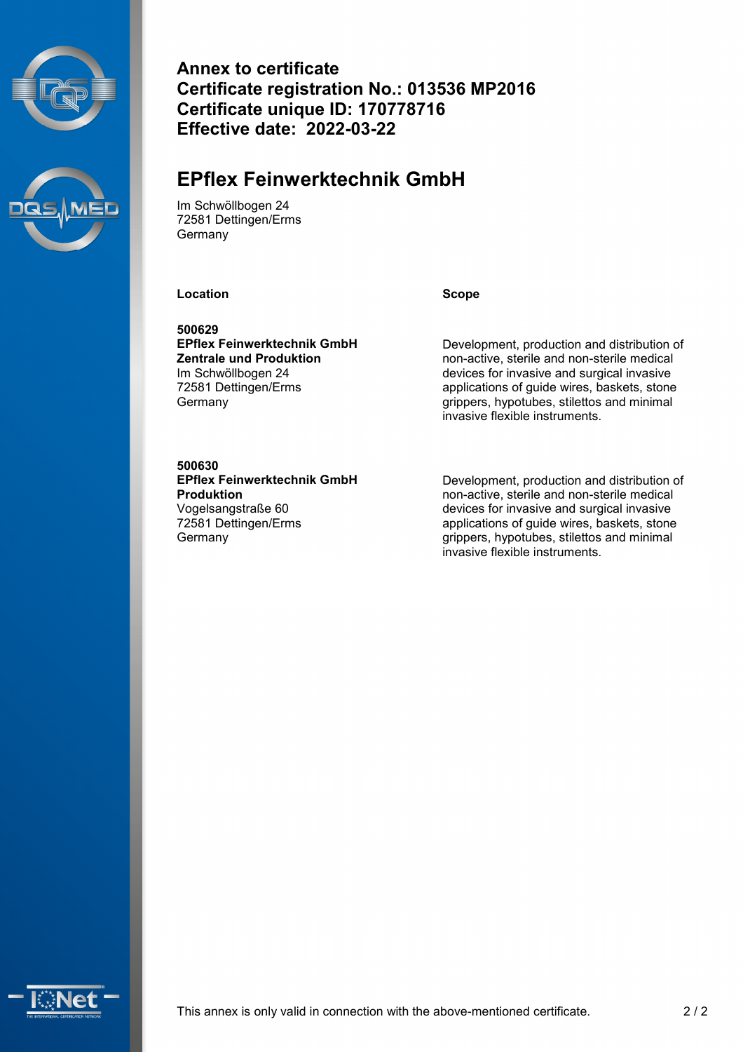**Annex to certificate**
**Certificate registration No.: 013536 MP2016**
**Certificate unique ID: 170778716**
**Effective date: 2022-03-22**

# EPflex Feinwerktechnik GmbH

Im Schwöllbogen 24
72581 Dettingen/Erms
Germany

| Location | Scope |
|---|---|
| **500629**<br>**EPflex Feinwerktechnik GmbH**<br>**Zentrale und Produktion**<br>Im Schwöllbogen 24<br>72581 Dettingen/Erms<br>Germany | Development, production and distribution of non-active, sterile and non-sterile medical devices for invasive and surgical invasive applications of guide wires, baskets, stone grippers, hypotubes, stilettos and minimal invasive flexible instruments. |
| **500630**<br>**EPflex Feinwerktechnik GmbH**<br>**Produktion**<br>Vogelsangstraße 60<br>72581 Dettingen/Erms<br>Germany | Development, production and distribution of non-active, sterile and non-sterile medical devices for invasive and surgical invasive applications of guide wires, baskets, stone grippers, hypotubes, stilettos and minimal invasive flexible instruments. |

This annex is only valid in connection with the above-mentioned certificate.